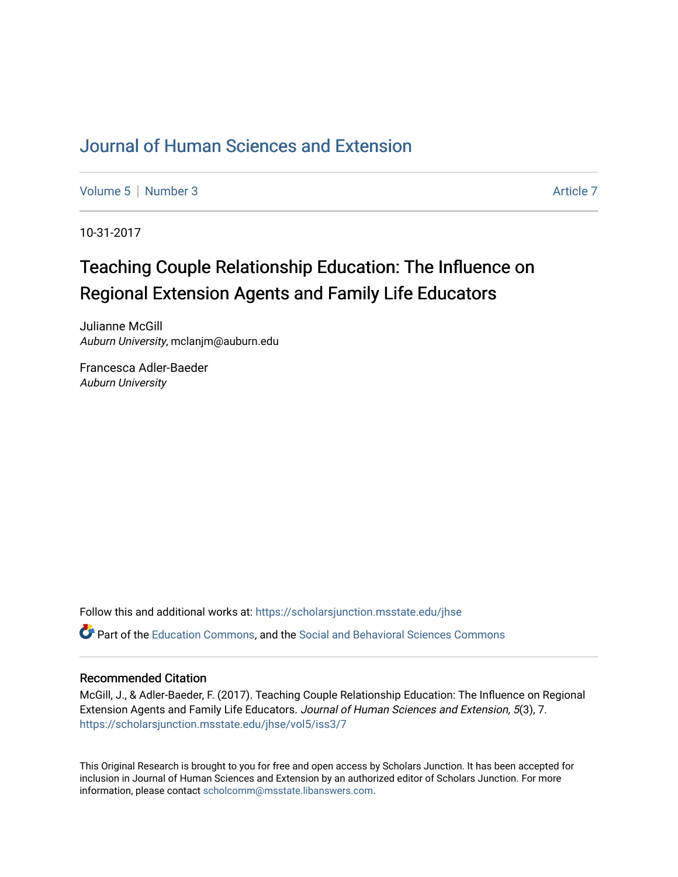# Journal of Human Sciences and Extension

Volume 5 | Number 3 | Article 7

10-31-2017

## Teaching Couple Relationship Education: The Influence on Regional Extension Agents and Family Life Educators

Julianne McGill
*Auburn University*, mclanjm@auburn.edu

Francesca Adler-Baeder
*Auburn University*

Follow this and additional works at: https://scholarsjunction.msstate.edu/jhse

Part of the Education Commons, and the Social and Behavioral Sciences Commons

### Recommended Citation

McGill, J., & Adler-Baeder, F. (2017). Teaching Couple Relationship Education: The Influence on Regional Extension Agents and Family Life Educators. *Journal of Human Sciences and Extension, 5*(3), 7. https://scholarsjunction.msstate.edu/jhse/vol5/iss3/7

This Original Research is brought to you for free and open access by Scholars Junction. It has been accepted for inclusion in Journal of Human Sciences and Extension by an authorized editor of Scholars Junction. For more information, please contact scholcomm@msstate.libanswers.com.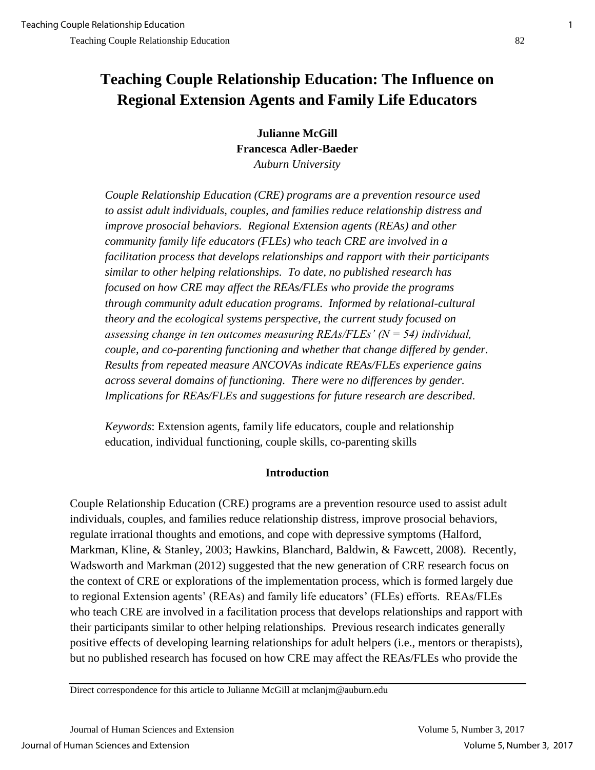# Teaching Couple Relationship Education: The Influence on Regional Extension Agents and Family Life Educators

**Julianne McGill**
**Francesca Adler-Baeder**
*Auburn University*

*Couple Relationship Education (CRE) programs are a prevention resource used to assist adult individuals, couples, and families reduce relationship distress and improve prosocial behaviors. Regional Extension agents (REAs) and other community family life educators (FLEs) who teach CRE are involved in a facilitation process that develops relationships and rapport with their participants similar to other helping relationships. To date, no published research has focused on how CRE may affect the REAs/FLEs who provide the programs through community adult education programs. Informed by relational-cultural theory and the ecological systems perspective, the current study focused on assessing change in ten outcomes measuring REAs/FLEs' (N = 54) individual, couple, and co-parenting functioning and whether that change differed by gender. Results from repeated measure ANCOVAs indicate REAs/FLEs experience gains across several domains of functioning. There were no differences by gender. Implications for REAs/FLEs and suggestions for future research are described.*

*Keywords*: Extension agents, family life educators, couple and relationship education, individual functioning, couple skills, co-parenting skills

## Introduction

Couple Relationship Education (CRE) programs are a prevention resource used to assist adult individuals, couples, and families reduce relationship distress, improve prosocial behaviors, regulate irrational thoughts and emotions, and cope with depressive symptoms (Halford, Markman, Kline, & Stanley, 2003; Hawkins, Blanchard, Baldwin, & Fawcett, 2008). Recently, Wadsworth and Markman (2012) suggested that the new generation of CRE research focus on the context of CRE or explorations of the implementation process, which is formed largely due to regional Extension agents' (REAs) and family life educators' (FLEs) efforts. REAs/FLEs who teach CRE are involved in a facilitation process that develops relationships and rapport with their participants similar to other helping relationships. Previous research indicates generally positive effects of developing learning relationships for adult helpers (i.e., mentors or therapists), but no published research has focused on how CRE may affect the REAs/FLEs who provide the

Direct correspondence for this article to Julianne McGill at mclanjm@auburn.edu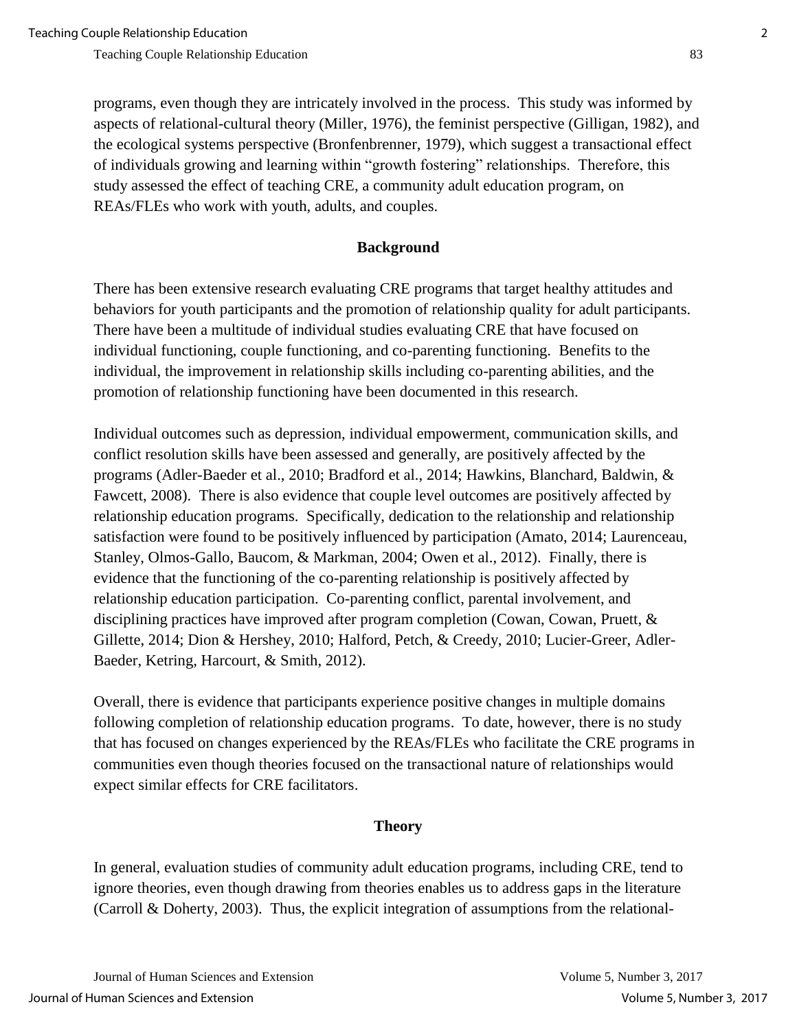programs, even though they are intricately involved in the process. This study was informed by aspects of relational-cultural theory (Miller, 1976), the feminist perspective (Gilligan, 1982), and the ecological systems perspective (Bronfenbrenner, 1979), which suggest a transactional effect of individuals growing and learning within "growth fostering" relationships. Therefore, this study assessed the effect of teaching CRE, a community adult education program, on REAs/FLEs who work with youth, adults, and couples.

## Background

There has been extensive research evaluating CRE programs that target healthy attitudes and behaviors for youth participants and the promotion of relationship quality for adult participants. There have been a multitude of individual studies evaluating CRE that have focused on individual functioning, couple functioning, and co-parenting functioning. Benefits to the individual, the improvement in relationship skills including co-parenting abilities, and the promotion of relationship functioning have been documented in this research.

Individual outcomes such as depression, individual empowerment, communication skills, and conflict resolution skills have been assessed and generally, are positively affected by the programs (Adler-Baeder et al., 2010; Bradford et al., 2014; Hawkins, Blanchard, Baldwin, & Fawcett, 2008). There is also evidence that couple level outcomes are positively affected by relationship education programs. Specifically, dedication to the relationship and relationship satisfaction were found to be positively influenced by participation (Amato, 2014; Laurenceau, Stanley, Olmos-Gallo, Baucom, & Markman, 2004; Owen et al., 2012). Finally, there is evidence that the functioning of the co-parenting relationship is positively affected by relationship education participation. Co-parenting conflict, parental involvement, and disciplining practices have improved after program completion (Cowan, Cowan, Pruett, & Gillette, 2014; Dion & Hershey, 2010; Halford, Petch, & Creedy, 2010; Lucier-Greer, Adler-Baeder, Ketring, Harcourt, & Smith, 2012).

Overall, there is evidence that participants experience positive changes in multiple domains following completion of relationship education programs. To date, however, there is no study that has focused on changes experienced by the REAs/FLEs who facilitate the CRE programs in communities even though theories focused on the transactional nature of relationships would expect similar effects for CRE facilitators.

## Theory

In general, evaluation studies of community adult education programs, including CRE, tend to ignore theories, even though drawing from theories enables us to address gaps in the literature (Carroll & Doherty, 2003). Thus, the explicit integration of assumptions from the relational-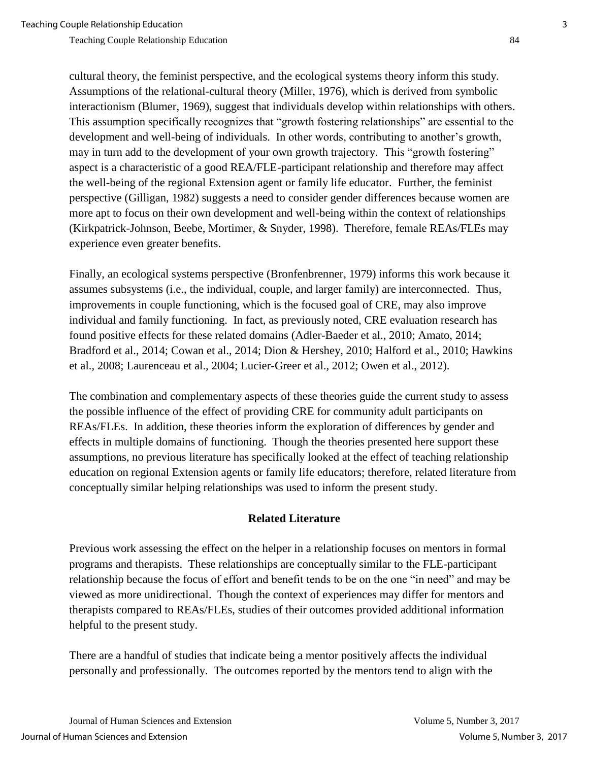cultural theory, the feminist perspective, and the ecological systems theory inform this study. Assumptions of the relational-cultural theory (Miller, 1976), which is derived from symbolic interactionism (Blumer, 1969), suggest that individuals develop within relationships with others. This assumption specifically recognizes that "growth fostering relationships" are essential to the development and well-being of individuals. In other words, contributing to another's growth, may in turn add to the development of your own growth trajectory. This "growth fostering" aspect is a characteristic of a good REA/FLE-participant relationship and therefore may affect the well-being of the regional Extension agent or family life educator. Further, the feminist perspective (Gilligan, 1982) suggests a need to consider gender differences because women are more apt to focus on their own development and well-being within the context of relationships (Kirkpatrick-Johnson, Beebe, Mortimer, & Snyder, 1998). Therefore, female REAs/FLEs may experience even greater benefits.

Finally, an ecological systems perspective (Bronfenbrenner, 1979) informs this work because it assumes subsystems (i.e., the individual, couple, and larger family) are interconnected. Thus, improvements in couple functioning, which is the focused goal of CRE, may also improve individual and family functioning. In fact, as previously noted, CRE evaluation research has found positive effects for these related domains (Adler-Baeder et al., 2010; Amato, 2014; Bradford et al., 2014; Cowan et al., 2014; Dion & Hershey, 2010; Halford et al., 2010; Hawkins et al., 2008; Laurenceau et al., 2004; Lucier-Greer et al., 2012; Owen et al., 2012).

The combination and complementary aspects of these theories guide the current study to assess the possible influence of the effect of providing CRE for community adult participants on REAs/FLEs. In addition, these theories inform the exploration of differences by gender and effects in multiple domains of functioning. Though the theories presented here support these assumptions, no previous literature has specifically looked at the effect of teaching relationship education on regional Extension agents or family life educators; therefore, related literature from conceptually similar helping relationships was used to inform the present study.

## Related Literature

Previous work assessing the effect on the helper in a relationship focuses on mentors in formal programs and therapists. These relationships are conceptually similar to the FLE-participant relationship because the focus of effort and benefit tends to be on the one "in need" and may be viewed as more unidirectional. Though the context of experiences may differ for mentors and therapists compared to REAs/FLEs, studies of their outcomes provided additional information helpful to the present study.

There are a handful of studies that indicate being a mentor positively affects the individual personally and professionally. The outcomes reported by the mentors tend to align with the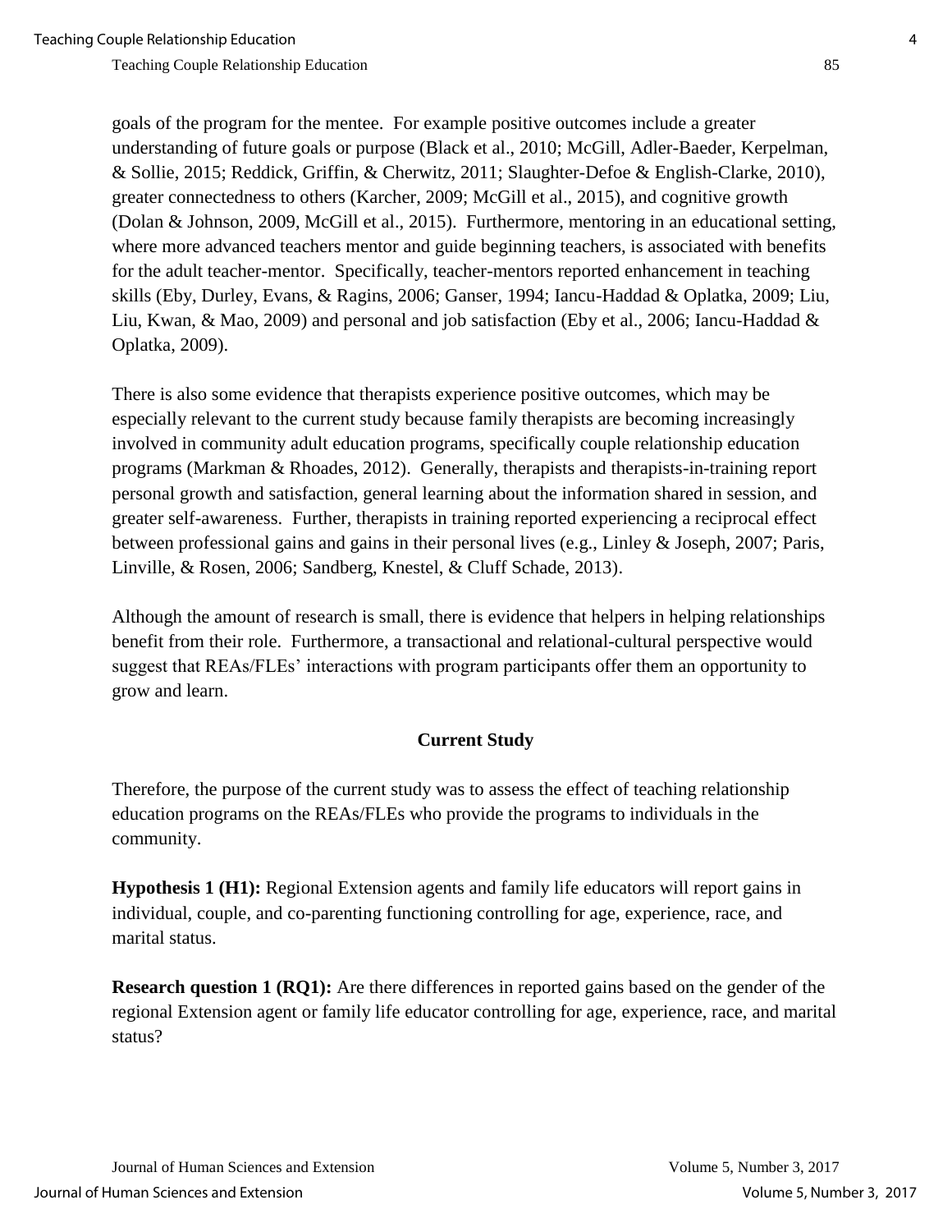goals of the program for the mentee. For example positive outcomes include a greater understanding of future goals or purpose (Black et al., 2010; McGill, Adler-Baeder, Kerpelman, & Sollie, 2015; Reddick, Griffin, & Cherwitz, 2011; Slaughter-Defoe & English-Clarke, 2010), greater connectedness to others (Karcher, 2009; McGill et al., 2015), and cognitive growth (Dolan & Johnson, 2009, McGill et al., 2015). Furthermore, mentoring in an educational setting, where more advanced teachers mentor and guide beginning teachers, is associated with benefits for the adult teacher-mentor. Specifically, teacher-mentors reported enhancement in teaching skills (Eby, Durley, Evans, & Ragins, 2006; Ganser, 1994; Iancu-Haddad & Oplatka, 2009; Liu, Liu, Kwan, & Mao, 2009) and personal and job satisfaction (Eby et al., 2006; Iancu-Haddad & Oplatka, 2009).

There is also some evidence that therapists experience positive outcomes, which may be especially relevant to the current study because family therapists are becoming increasingly involved in community adult education programs, specifically couple relationship education programs (Markman & Rhoades, 2012). Generally, therapists and therapists-in-training report personal growth and satisfaction, general learning about the information shared in session, and greater self-awareness. Further, therapists in training reported experiencing a reciprocal effect between professional gains and gains in their personal lives (e.g., Linley & Joseph, 2007; Paris, Linville, & Rosen, 2006; Sandberg, Knestel, & Cluff Schade, 2013).

Although the amount of research is small, there is evidence that helpers in helping relationships benefit from their role. Furthermore, a transactional and relational-cultural perspective would suggest that REAs/FLEs' interactions with program participants offer them an opportunity to grow and learn.

## Current Study

Therefore, the purpose of the current study was to assess the effect of teaching relationship education programs on the REAs/FLEs who provide the programs to individuals in the community.

**Hypothesis 1 (H1):** Regional Extension agents and family life educators will report gains in individual, couple, and co-parenting functioning controlling for age, experience, race, and marital status.

**Research question 1 (RQ1):** Are there differences in reported gains based on the gender of the regional Extension agent or family life educator controlling for age, experience, race, and marital status?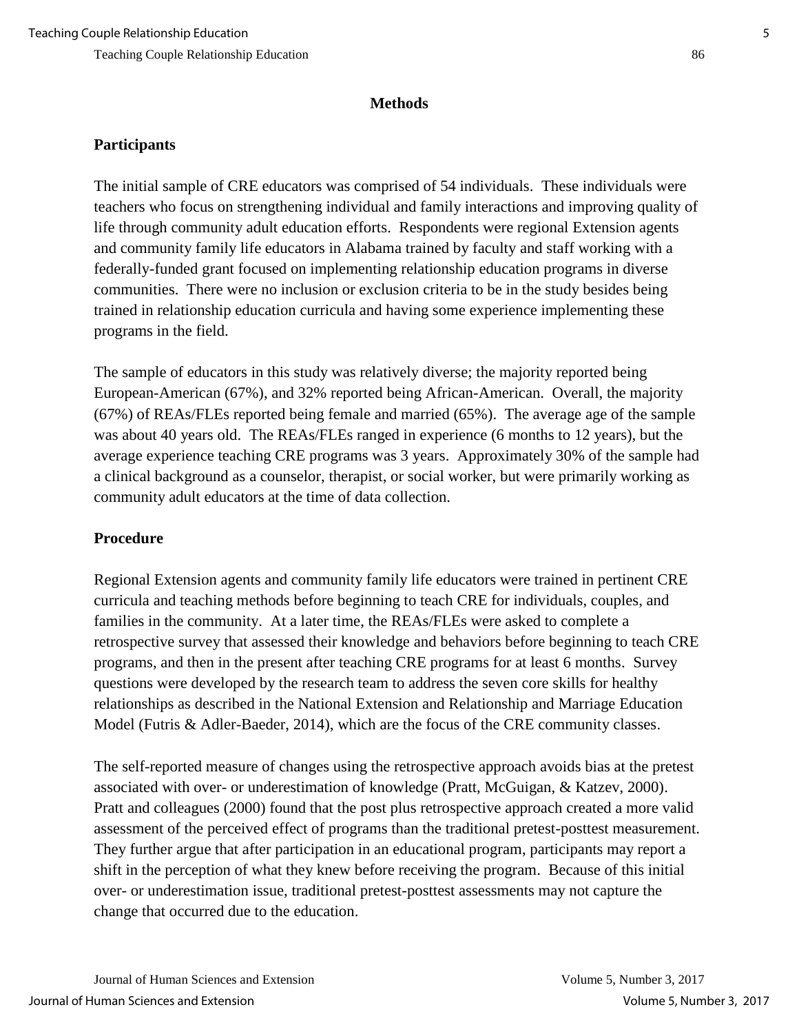## Methods

### Participants

The initial sample of CRE educators was comprised of 54 individuals. These individuals were teachers who focus on strengthening individual and family interactions and improving quality of life through community adult education efforts. Respondents were regional Extension agents and community family life educators in Alabama trained by faculty and staff working with a federally-funded grant focused on implementing relationship education programs in diverse communities. There were no inclusion or exclusion criteria to be in the study besides being trained in relationship education curricula and having some experience implementing these programs in the field.

The sample of educators in this study was relatively diverse; the majority reported being European-American (67%), and 32% reported being African-American. Overall, the majority (67%) of REAs/FLEs reported being female and married (65%). The average age of the sample was about 40 years old. The REAs/FLEs ranged in experience (6 months to 12 years), but the average experience teaching CRE programs was 3 years. Approximately 30% of the sample had a clinical background as a counselor, therapist, or social worker, but were primarily working as community adult educators at the time of data collection.

### Procedure

Regional Extension agents and community family life educators were trained in pertinent CRE curricula and teaching methods before beginning to teach CRE for individuals, couples, and families in the community. At a later time, the REAs/FLEs were asked to complete a retrospective survey that assessed their knowledge and behaviors before beginning to teach CRE programs, and then in the present after teaching CRE programs for at least 6 months. Survey questions were developed by the research team to address the seven core skills for healthy relationships as described in the National Extension and Relationship and Marriage Education Model (Futris & Adler-Baeder, 2014), which are the focus of the CRE community classes.

The self-reported measure of changes using the retrospective approach avoids bias at the pretest associated with over- or underestimation of knowledge (Pratt, McGuigan, & Katzev, 2000). Pratt and colleagues (2000) found that the post plus retrospective approach created a more valid assessment of the perceived effect of programs than the traditional pretest-posttest measurement. They further argue that after participation in an educational program, participants may report a shift in the perception of what they knew before receiving the program. Because of this initial over- or underestimation issue, traditional pretest-posttest assessments may not capture the change that occurred due to the education.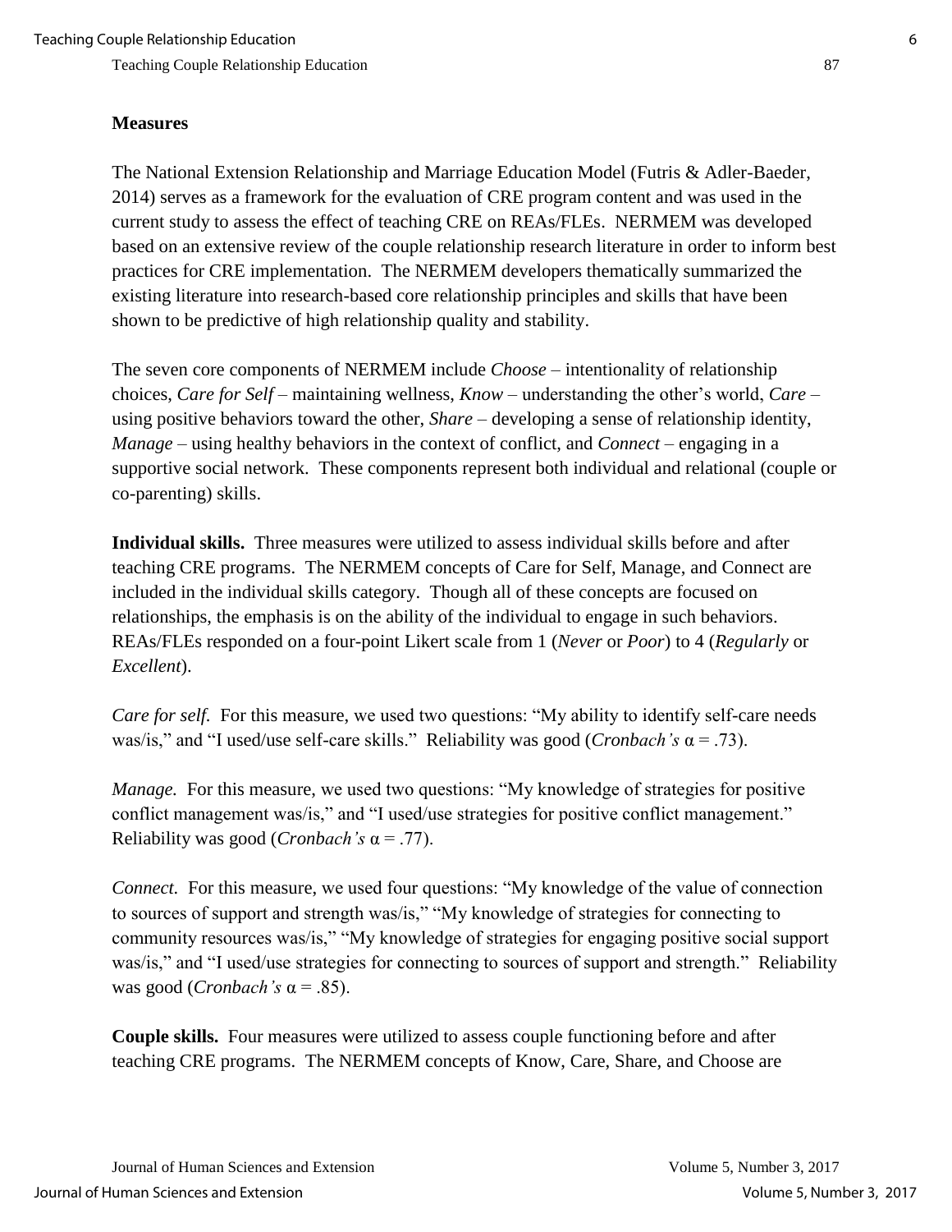### Measures

The National Extension Relationship and Marriage Education Model (Futris & Adler-Baeder, 2014) serves as a framework for the evaluation of CRE program content and was used in the current study to assess the effect of teaching CRE on REAs/FLEs. NERMEM was developed based on an extensive review of the couple relationship research literature in order to inform best practices for CRE implementation. The NERMEM developers thematically summarized the existing literature into research-based core relationship principles and skills that have been shown to be predictive of high relationship quality and stability.

The seven core components of NERMEM include *Choose* – intentionality of relationship choices, *Care for Self* – maintaining wellness, *Know* – understanding the other's world, *Care* – using positive behaviors toward the other, *Share* – developing a sense of relationship identity, *Manage* – using healthy behaviors in the context of conflict, and *Connect* – engaging in a supportive social network. These components represent both individual and relational (couple or co-parenting) skills.

**Individual skills.** Three measures were utilized to assess individual skills before and after teaching CRE programs. The NERMEM concepts of Care for Self, Manage, and Connect are included in the individual skills category. Though all of these concepts are focused on relationships, the emphasis is on the ability of the individual to engage in such behaviors. REAs/FLEs responded on a four-point Likert scale from 1 (*Never* or *Poor*) to 4 (*Regularly* or *Excellent*).

*Care for self.* For this measure, we used two questions: "My ability to identify self-care needs was/is," and "I used/use self-care skills." Reliability was good (*Cronbach's* $\alpha = .73$).

*Manage.* For this measure, we used two questions: "My knowledge of strategies for positive conflict management was/is," and "I used/use strategies for positive conflict management." Reliability was good (*Cronbach's* $\alpha = .77$).

*Connect.* For this measure, we used four questions: "My knowledge of the value of connection to sources of support and strength was/is," "My knowledge of strategies for connecting to community resources was/is," "My knowledge of strategies for engaging positive social support was/is," and "I used/use strategies for connecting to sources of support and strength." Reliability was good (*Cronbach's* $\alpha = .85$).

**Couple skills.** Four measures were utilized to assess couple functioning before and after teaching CRE programs. The NERMEM concepts of Know, Care, Share, and Choose are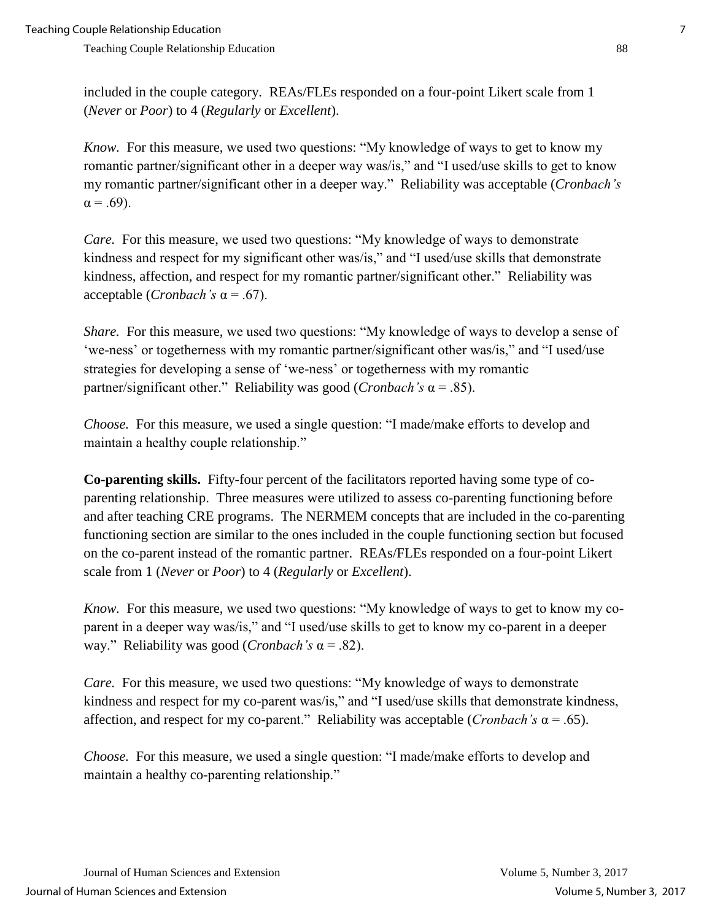included in the couple category. REAs/FLEs responded on a four-point Likert scale from 1 (*Never* or *Poor*) to 4 (*Regularly* or *Excellent*).

*Know*. For this measure, we used two questions: "My knowledge of ways to get to know my romantic partner/significant other in a deeper way was/is," and "I used/use skills to get to know my romantic partner/significant other in a deeper way." Reliability was acceptable (*Cronbach's* $\alpha = .69$).

*Care.* For this measure, we used two questions: "My knowledge of ways to demonstrate kindness and respect for my significant other was/is," and "I used/use skills that demonstrate kindness, affection, and respect for my romantic partner/significant other." Reliability was acceptable (*Cronbach's* $\alpha = .67$).

*Share.* For this measure, we used two questions: "My knowledge of ways to develop a sense of 'we-ness' or togetherness with my romantic partner/significant other was/is," and "I used/use strategies for developing a sense of 'we-ness' or togetherness with my romantic partner/significant other." Reliability was good (*Cronbach's* $\alpha = .85$).

*Choose.* For this measure, we used a single question: "I made/make efforts to develop and maintain a healthy couple relationship."

**Co-parenting skills.** Fifty-four percent of the facilitators reported having some type of co-parenting relationship. Three measures were utilized to assess co-parenting functioning before and after teaching CRE programs. The NERMEM concepts that are included in the co-parenting functioning section are similar to the ones included in the couple functioning section but focused on the co-parent instead of the romantic partner. REAs/FLEs responded on a four-point Likert scale from 1 (*Never* or *Poor*) to 4 (*Regularly* or *Excellent*).

*Know.* For this measure, we used two questions: "My knowledge of ways to get to know my co-parent in a deeper way was/is," and "I used/use skills to get to know my co-parent in a deeper way." Reliability was good (*Cronbach's* $\alpha = .82$).

*Care.* For this measure, we used two questions: "My knowledge of ways to demonstrate kindness and respect for my co-parent was/is," and "I used/use skills that demonstrate kindness, affection, and respect for my co-parent." Reliability was acceptable (*Cronbach's* $\alpha = .65$).

*Choose.* For this measure, we used a single question: "I made/make efforts to develop and maintain a healthy co-parenting relationship."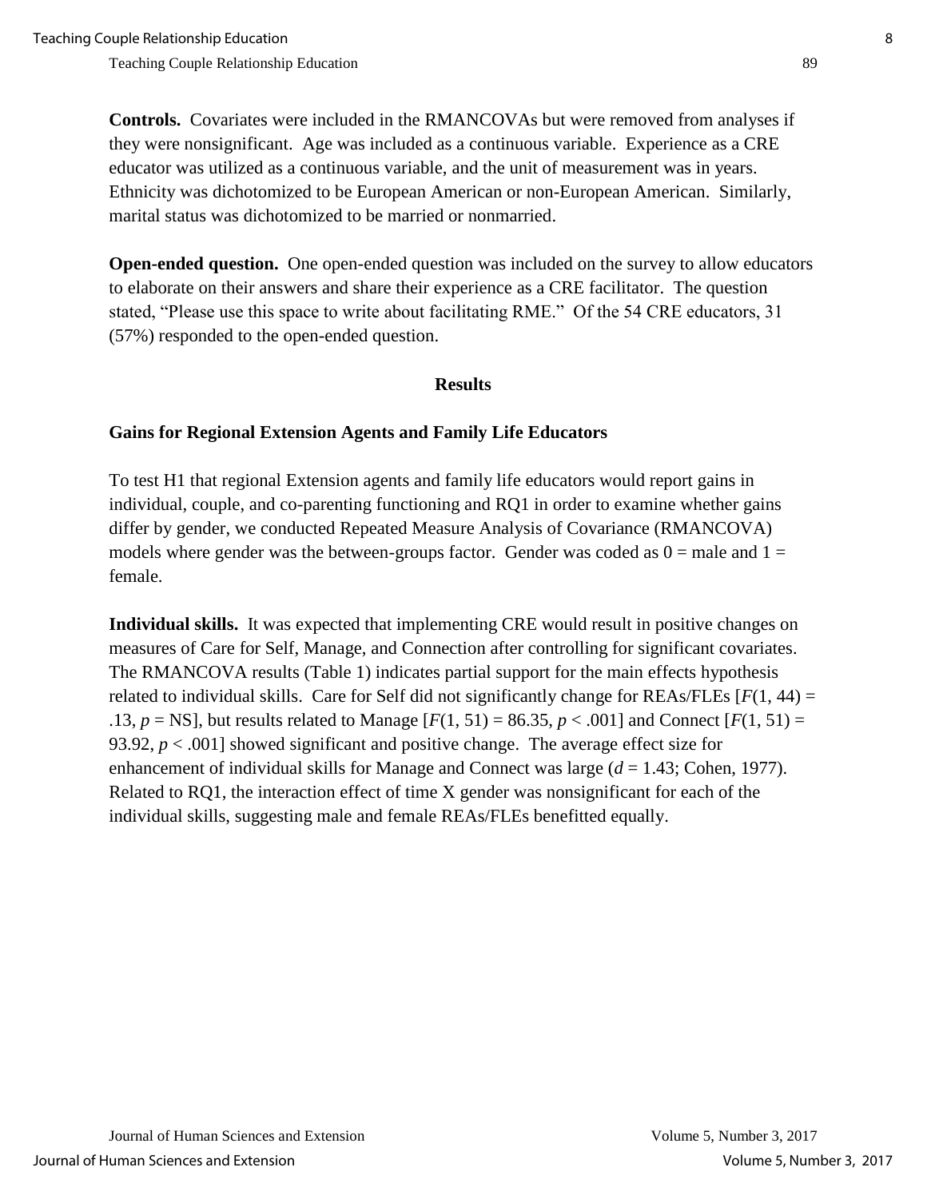**Controls.** Covariates were included in the RMANCOVAs but were removed from analyses if they were nonsignificant. Age was included as a continuous variable. Experience as a CRE educator was utilized as a continuous variable, and the unit of measurement was in years. Ethnicity was dichotomized to be European American or non-European American. Similarly, marital status was dichotomized to be married or nonmarried.

**Open-ended question.** One open-ended question was included on the survey to allow educators to elaborate on their answers and share their experience as a CRE facilitator. The question stated, "Please use this space to write about facilitating RME." Of the 54 CRE educators, 31 (57%) responded to the open-ended question.

## Results

### Gains for Regional Extension Agents and Family Life Educators

To test H1 that regional Extension agents and family life educators would report gains in individual, couple, and co-parenting functioning and RQ1 in order to examine whether gains differ by gender, we conducted Repeated Measure Analysis of Covariance (RMANCOVA) models where gender was the between-groups factor. Gender was coded as 0 = male and 1 = female.

**Individual skills.** It was expected that implementing CRE would result in positive changes on measures of Care for Self, Manage, and Connection after controlling for significant covariates. The RMANCOVA results (Table 1) indicates partial support for the main effects hypothesis related to individual skills. Care for Self did not significantly change for REAs/FLEs [$F(1, 44)$ = .13, $p$ = NS], but results related to Manage [$F(1, 51) = 86.35$, $p < .001$] and Connect [$F(1, 51) = 93.92$, $p < .001$] showed significant and positive change. The average effect size for enhancement of individual skills for Manage and Connect was large ($d = 1.43$; Cohen, 1977). Related to RQ1, the interaction effect of time X gender was nonsignificant for each of the individual skills, suggesting male and female REAs/FLEs benefitted equally.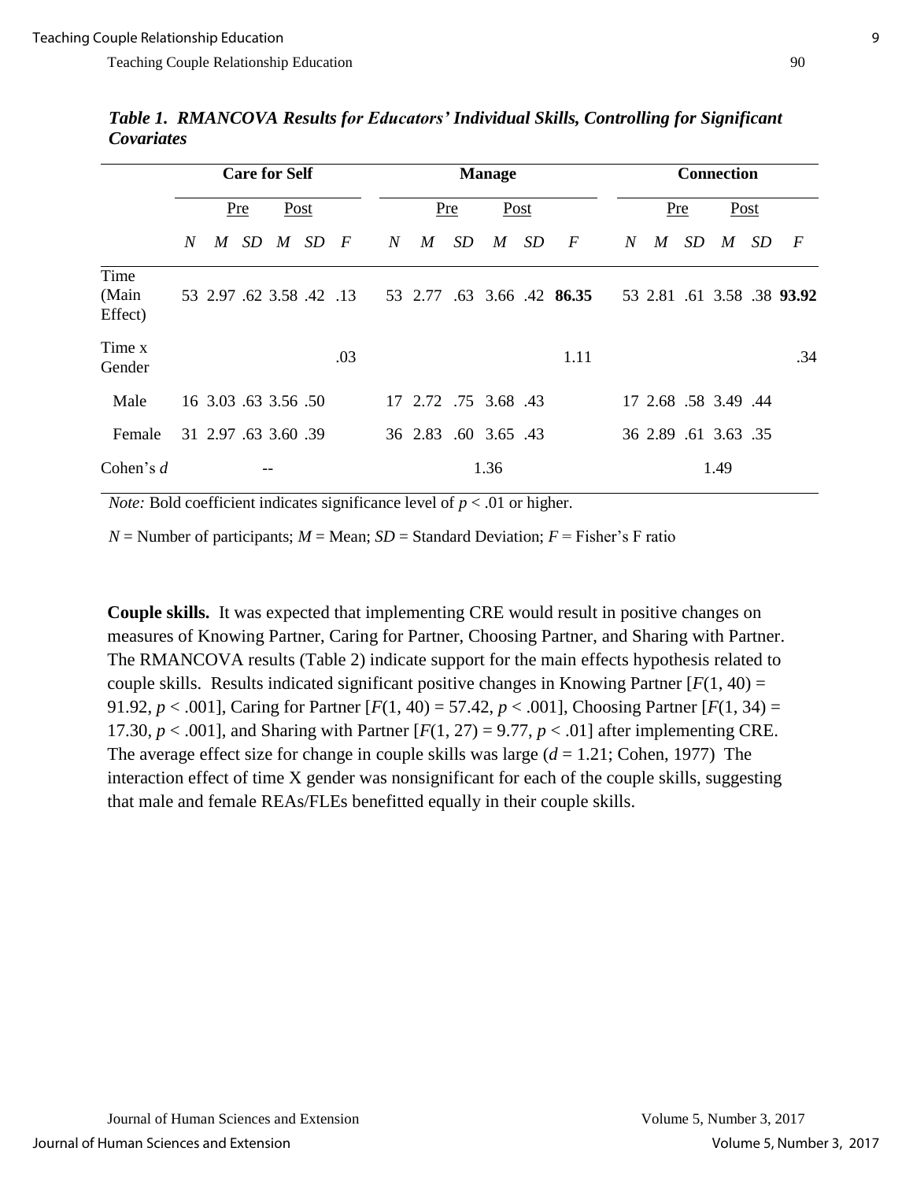***Table 1. RMANCOVA Results for Educators' Individual Skills, Controlling for Significant Covariates***

| | Care for Self | | | | | | Manage | | | | | | Connection | | | | | |
|---|---|---|---|---|---|---|---|---|---|---|---|---|---|---|---|---|---|---|
| | | Pre | | Post | | | | Pre | | Post | | | | Pre | | Post | | |
| | *N* | *M* | *SD* | *M* | *SD* | *F* | *N* | *M* | *SD* | *M* | *SD* | *F* | *N* | *M* | *SD* | *M* | *SD* | *F* |
| Time (Main Effect) | 53 | 2.97 | .62 | 3.58 | .42 | .13 | 53 | 2.77 | .63 | 3.66 | .42 | **86.35** | 53 | 2.81 | .61 | 3.58 | .38 | **93.92** |
| Time x Gender | | | | | | .03 | | | | | | 1.11 | | | | | | .34 |
| Male | 16 | 3.03 | .63 | 3.56 | .50 | | 17 | 2.72 | .75 | 3.68 | .43 | | 17 | 2.68 | .58 | 3.49 | .44 | |
| Female | 31 | 2.97 | .63 | 3.60 | .39 | | 36 | 2.83 | .60 | 3.65 | .43 | | 36 | 2.89 | .61 | 3.63 | .35 | |
| Cohen's *d* | | | -- | | | | | | | 1.36 | | | | | | 1.49 | | |

*Note:* Bold coefficient indicates significance level of $p < .01$ or higher.

$N$ = Number of participants; $M$ = Mean; $SD$ = Standard Deviation; $F$ = Fisher's F ratio

**Couple skills.** It was expected that implementing CRE would result in positive changes on measures of Knowing Partner, Caring for Partner, Choosing Partner, and Sharing with Partner. The RMANCOVA results (Table 2) indicate support for the main effects hypothesis related to couple skills. Results indicated significant positive changes in Knowing Partner [$F(1, 40) = 91.92$, $p < .001$], Caring for Partner [$F(1, 40) = 57.42$, $p < .001$], Choosing Partner [$F(1, 34) = 17.30$, $p < .001$], and Sharing with Partner [$F(1, 27) = 9.77$, $p < .01$] after implementing CRE. The average effect size for change in couple skills was large ($d = 1.21$; Cohen, 1977) The interaction effect of time X gender was nonsignificant for each of the couple skills, suggesting that male and female REAs/FLEs benefitted equally in their couple skills.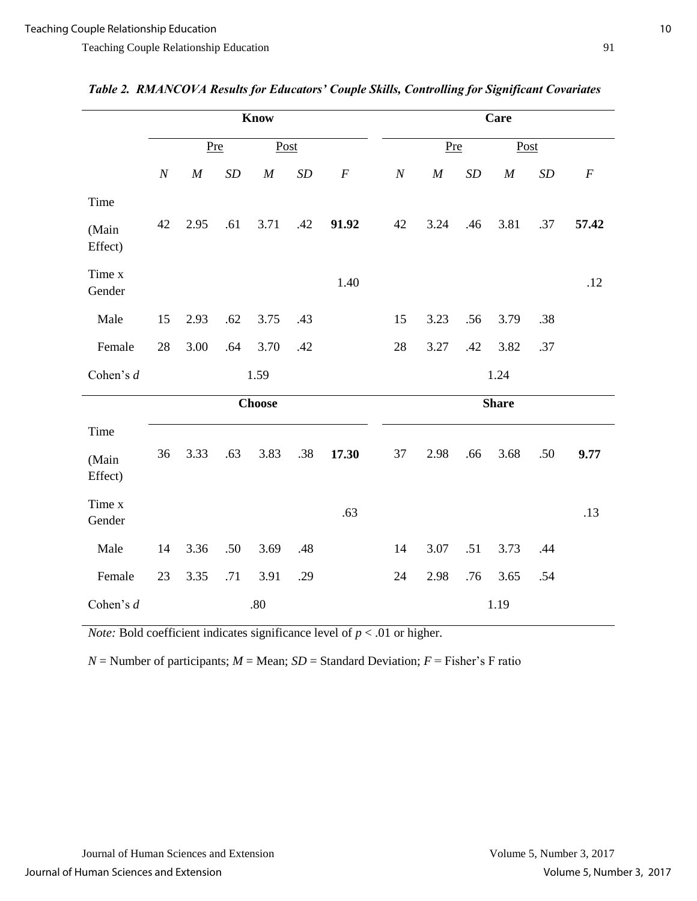*Table 2. RMANCOVA Results for Educators' Couple Skills, Controlling for Significant Covariates*

| | Know | | | | | | Care | | | | | |
|---|---|---|---|---|---|---|---|---|---|---|---|---|
| | | Pre | | Post | | | | Pre | | Post | | |
| | *N* | *M* | *SD* | *M* | *SD* | *F* | *N* | *M* | *SD* | *M* | *SD* | *F* |
| Time (Main Effect) | 42 | 2.95 | .61 | 3.71 | .42 | **91.92** | 42 | 3.24 | .46 | 3.81 | .37 | **57.42** |
| Time x Gender | | | | | | 1.40 | | | | | | .12 |
| Male | 15 | 2.93 | .62 | 3.75 | .43 | | 15 | 3.23 | .56 | 3.79 | .38 | |
| Female | 28 | 3.00 | .64 | 3.70 | .42 | | 28 | 3.27 | .42 | 3.82 | .37 | |
| Cohen's *d* | | | | 1.59 | | | | | | 1.24 | | |
| | Choose | | | | | | Share | | | | | |
| Time (Main Effect) | 36 | 3.33 | .63 | 3.83 | .38 | **17.30** | 37 | 2.98 | .66 | 3.68 | .50 | **9.77** |
| Time x Gender | | | | | | .63 | | | | | | .13 |
| Male | 14 | 3.36 | .50 | 3.69 | .48 | | 14 | 3.07 | .51 | 3.73 | .44 | |
| Female | 23 | 3.35 | .71 | 3.91 | .29 | | 24 | 2.98 | .76 | 3.65 | .54 | |
| Cohen's *d* | | | | .80 | | | | | | 1.19 | | |

*Note:* Bold coefficient indicates significance level of $p < .01$ or higher.

*N* = Number of participants; *M* = Mean; *SD* = Standard Deviation; *F* = Fisher's F ratio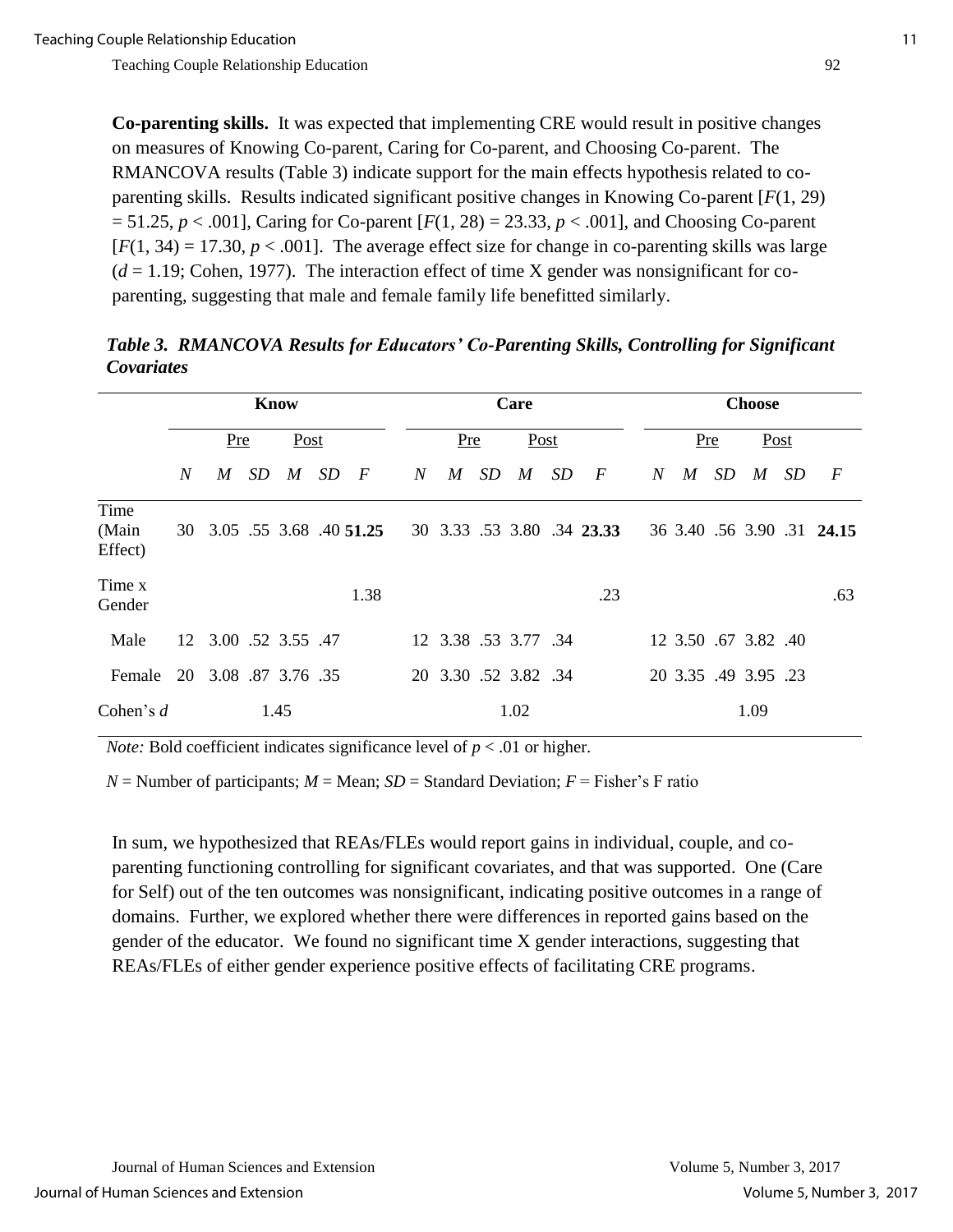**Co-parenting skills.** It was expected that implementing CRE would result in positive changes on measures of Knowing Co-parent, Caring for Co-parent, and Choosing Co-parent. The RMANCOVA results (Table 3) indicate support for the main effects hypothesis related to co-parenting skills. Results indicated significant positive changes in Knowing Co-parent [$F(1, 29) = 51.25$, $p < .001$], Caring for Co-parent [$F(1, 28) = 23.33$, $p < .001$], and Choosing Co-parent [$F(1, 34) = 17.30$, $p < .001$]. The average effect size for change in co-parenting skills was large ($d = 1.19$; Cohen, 1977). The interaction effect of time X gender was nonsignificant for co-parenting, suggesting that male and female family life benefitted similarly.

***Table 3. RMANCOVA Results for Educators' Co-Parenting Skills, Controlling for Significant Covariates***

| | Know | | | | | | Care | | | | | | Choose | | | | | |
|---|---|---|---|---|---|---|---|---|---|---|---|---|---|---|---|---|---|---|
| | | Pre | | Post | | | | Pre | | Post | | | | Pre | | Post | | |
| | *N* | *M* | *SD* | *M* | *SD* | *F* | *N* | *M* | *SD* | *M* | *SD* | *F* | *N* | *M* | *SD* | *M* | *SD* | *F* |
| Time (Main Effect) | 30 | 3.05 | .55 | 3.68 | .40 | **51.25** | 30 | 3.33 | .53 | 3.80 | .34 | **23.33** | 36 | 3.40 | .56 | 3.90 | .31 | **24.15** |
| Time x Gender | | | | | | 1.38 | | | | | | .23 | | | | | | .63 |
| Male | 12 | 3.00 | .52 | 3.55 | .47 | | 12 | 3.38 | .53 | 3.77 | .34 | | 12 | 3.50 | .67 | 3.82 | .40 | |
| Female | 20 | 3.08 | .87 | 3.76 | .35 | | 20 | 3.30 | .52 | 3.82 | .34 | | 20 | 3.35 | .49 | 3.95 | .23 | |
| Cohen's *d* | | | | 1.45 | | | | | | 1.02 | | | | | | 1.09 | | |

*Note:* Bold coefficient indicates significance level of $p < .01$ or higher.

$N$ = Number of participants; $M$ = Mean; $SD$ = Standard Deviation; $F$ = Fisher's F ratio

In sum, we hypothesized that REAs/FLEs would report gains in individual, couple, and co-parenting functioning controlling for significant covariates, and that was supported. One (Care for Self) out of the ten outcomes was nonsignificant, indicating positive outcomes in a range of domains. Further, we explored whether there were differences in reported gains based on the gender of the educator. We found no significant time X gender interactions, suggesting that REAs/FLEs of either gender experience positive effects of facilitating CRE programs.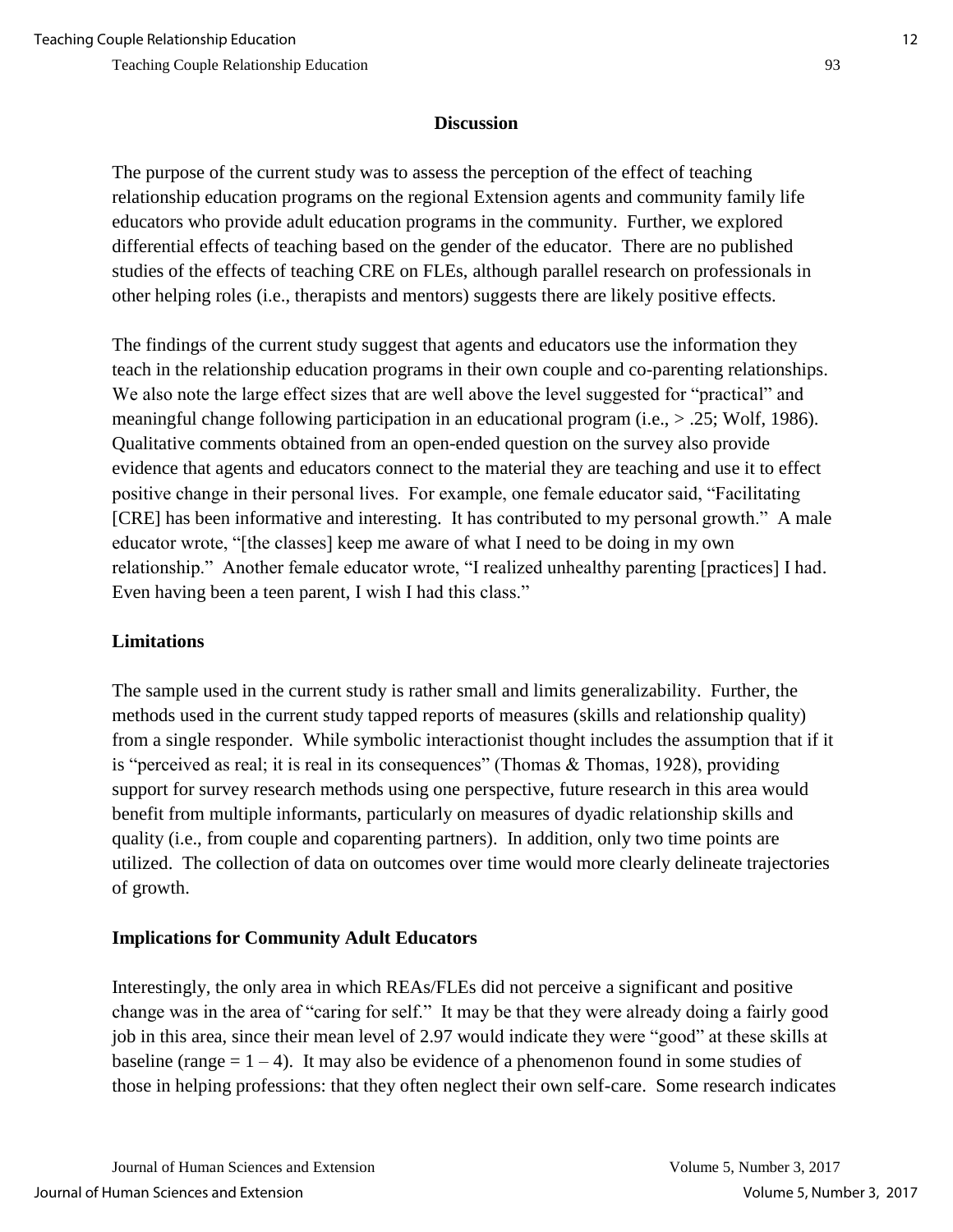## Discussion

The purpose of the current study was to assess the perception of the effect of teaching relationship education programs on the regional Extension agents and community family life educators who provide adult education programs in the community. Further, we explored differential effects of teaching based on the gender of the educator. There are no published studies of the effects of teaching CRE on FLEs, although parallel research on professionals in other helping roles (i.e., therapists and mentors) suggests there are likely positive effects.

The findings of the current study suggest that agents and educators use the information they teach in the relationship education programs in their own couple and co-parenting relationships. We also note the large effect sizes that are well above the level suggested for "practical" and meaningful change following participation in an educational program (i.e., > .25; Wolf, 1986). Qualitative comments obtained from an open-ended question on the survey also provide evidence that agents and educators connect to the material they are teaching and use it to effect positive change in their personal lives. For example, one female educator said, "Facilitating [CRE] has been informative and interesting. It has contributed to my personal growth." A male educator wrote, "[the classes] keep me aware of what I need to be doing in my own relationship." Another female educator wrote, "I realized unhealthy parenting [practices] I had. Even having been a teen parent, I wish I had this class."

### Limitations

The sample used in the current study is rather small and limits generalizability. Further, the methods used in the current study tapped reports of measures (skills and relationship quality) from a single responder. While symbolic interactionist thought includes the assumption that if it is "perceived as real; it is real in its consequences" (Thomas & Thomas, 1928), providing support for survey research methods using one perspective, future research in this area would benefit from multiple informants, particularly on measures of dyadic relationship skills and quality (i.e., from couple and coparenting partners). In addition, only two time points are utilized. The collection of data on outcomes over time would more clearly delineate trajectories of growth.

### Implications for Community Adult Educators

Interestingly, the only area in which REAs/FLEs did not perceive a significant and positive change was in the area of "caring for self." It may be that they were already doing a fairly good job in this area, since their mean level of 2.97 would indicate they were "good" at these skills at baseline (range = 1 – 4). It may also be evidence of a phenomenon found in some studies of those in helping professions: that they often neglect their own self-care. Some research indicates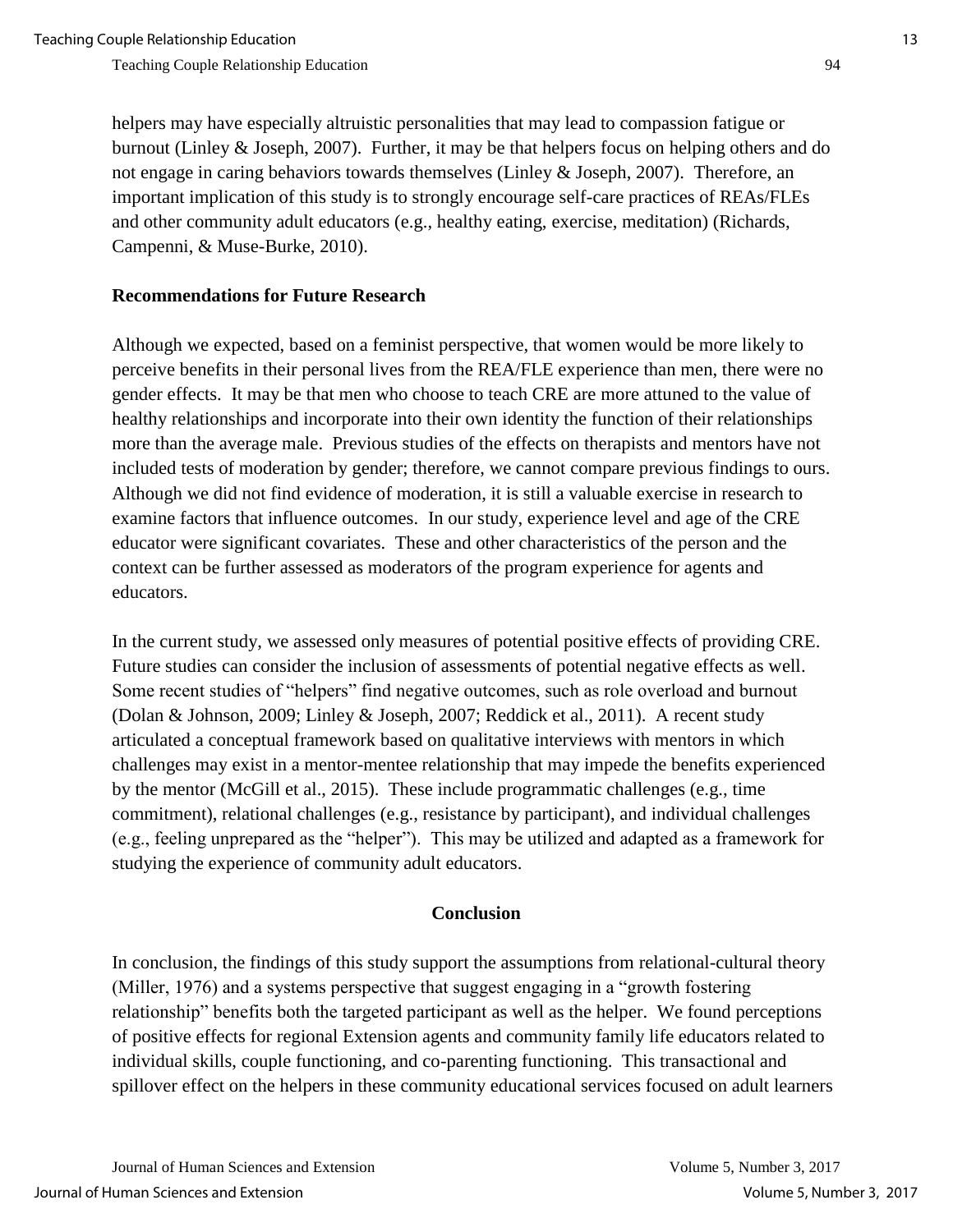helpers may have especially altruistic personalities that may lead to compassion fatigue or burnout (Linley & Joseph, 2007). Further, it may be that helpers focus on helping others and do not engage in caring behaviors towards themselves (Linley & Joseph, 2007). Therefore, an important implication of this study is to strongly encourage self-care practices of REAs/FLEs and other community adult educators (e.g., healthy eating, exercise, meditation) (Richards, Campenni, & Muse-Burke, 2010).

**Recommendations for Future Research**

Although we expected, based on a feminist perspective, that women would be more likely to perceive benefits in their personal lives from the REA/FLE experience than men, there were no gender effects. It may be that men who choose to teach CRE are more attuned to the value of healthy relationships and incorporate into their own identity the function of their relationships more than the average male. Previous studies of the effects on therapists and mentors have not included tests of moderation by gender; therefore, we cannot compare previous findings to ours. Although we did not find evidence of moderation, it is still a valuable exercise in research to examine factors that influence outcomes. In our study, experience level and age of the CRE educator were significant covariates. These and other characteristics of the person and the context can be further assessed as moderators of the program experience for agents and educators.

In the current study, we assessed only measures of potential positive effects of providing CRE. Future studies can consider the inclusion of assessments of potential negative effects as well. Some recent studies of "helpers" find negative outcomes, such as role overload and burnout (Dolan & Johnson, 2009; Linley & Joseph, 2007; Reddick et al., 2011). A recent study articulated a conceptual framework based on qualitative interviews with mentors in which challenges may exist in a mentor-mentee relationship that may impede the benefits experienced by the mentor (McGill et al., 2015). These include programmatic challenges (e.g., time commitment), relational challenges (e.g., resistance by participant), and individual challenges (e.g., feeling unprepared as the "helper"). This may be utilized and adapted as a framework for studying the experience of community adult educators.

## Conclusion

In conclusion, the findings of this study support the assumptions from relational-cultural theory (Miller, 1976) and a systems perspective that suggest engaging in a "growth fostering relationship" benefits both the targeted participant as well as the helper. We found perceptions of positive effects for regional Extension agents and community family life educators related to individual skills, couple functioning, and co-parenting functioning. This transactional and spillover effect on the helpers in these community educational services focused on adult learners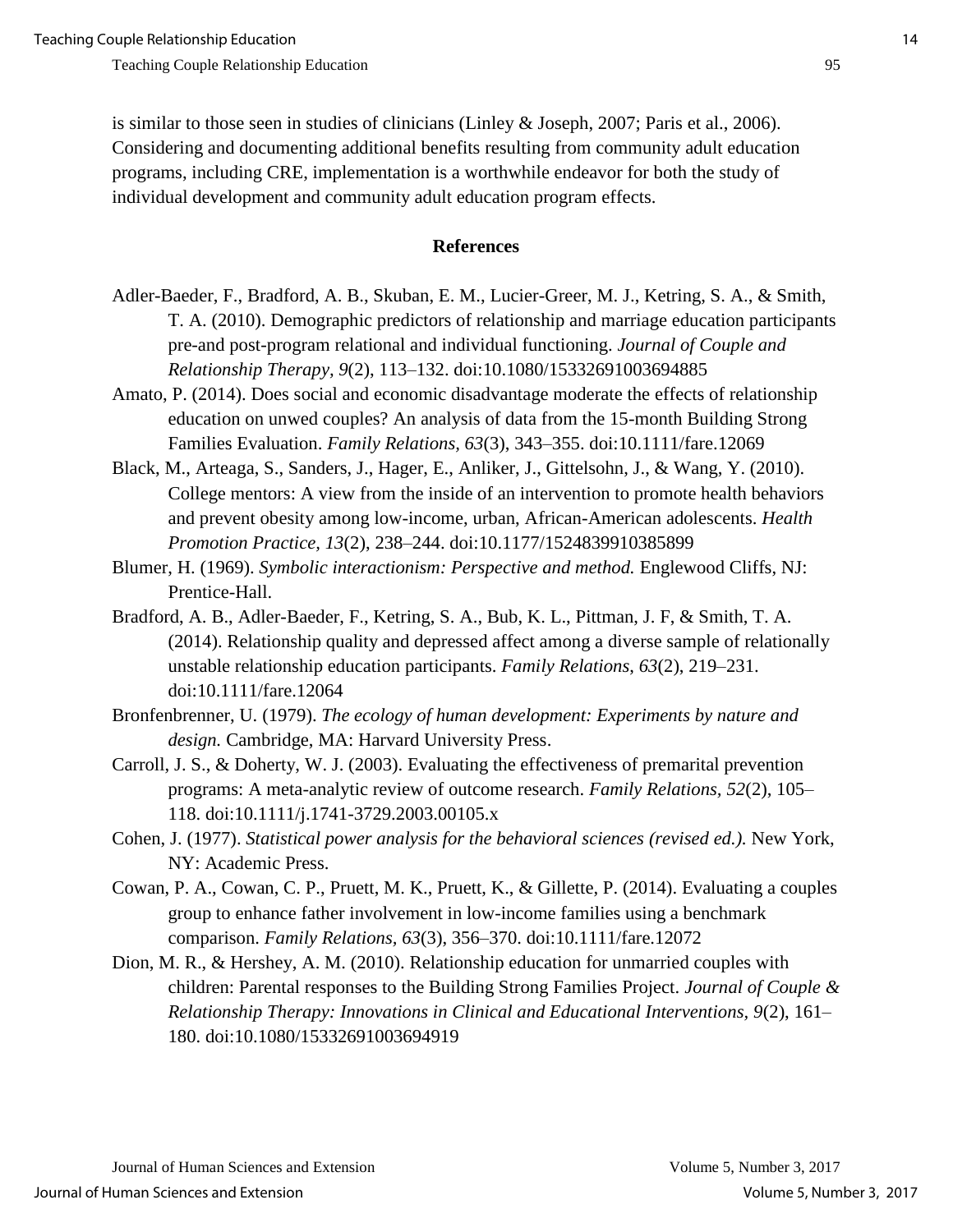is similar to those seen in studies of clinicians (Linley & Joseph, 2007; Paris et al., 2006). Considering and documenting additional benefits resulting from community adult education programs, including CRE, implementation is a worthwhile endeavor for both the study of individual development and community adult education program effects.

## References

Adler-Baeder, F., Bradford, A. B., Skuban, E. M., Lucier-Greer, M. J., Ketring, S. A., & Smith, T. A. (2010). Demographic predictors of relationship and marriage education participants pre-and post-program relational and individual functioning. *Journal of Couple and Relationship Therapy, 9*(2), 113–132. doi:10.1080/15332691003694885

Amato, P. (2014). Does social and economic disadvantage moderate the effects of relationship education on unwed couples? An analysis of data from the 15-month Building Strong Families Evaluation. *Family Relations, 63*(3), 343–355. doi:10.1111/fare.12069

Black, M., Arteaga, S., Sanders, J., Hager, E., Anliker, J., Gittelsohn, J., & Wang, Y. (2010). College mentors: A view from the inside of an intervention to promote health behaviors and prevent obesity among low-income, urban, African-American adolescents. *Health Promotion Practice, 13*(2), 238–244. doi:10.1177/1524839910385899

Blumer, H. (1969). *Symbolic interactionism: Perspective and method.* Englewood Cliffs, NJ: Prentice-Hall.

Bradford, A. B., Adler-Baeder, F., Ketring, S. A., Bub, K. L., Pittman, J. F, & Smith, T. A. (2014). Relationship quality and depressed affect among a diverse sample of relationally unstable relationship education participants. *Family Relations*, *63*(2), 219–231. doi:10.1111/fare.12064

Bronfenbrenner, U. (1979). *The ecology of human development: Experiments by nature and design.* Cambridge, MA: Harvard University Press.

Carroll, J. S., & Doherty, W. J. (2003). Evaluating the effectiveness of premarital prevention programs: A meta-analytic review of outcome research. *Family Relations, 52*(2), 105–118. doi:10.1111/j.1741-3729.2003.00105.x

Cohen, J. (1977). *Statistical power analysis for the behavioral sciences (revised ed.).* New York, NY: Academic Press.

Cowan, P. A., Cowan, C. P., Pruett, M. K., Pruett, K., & Gillette, P. (2014). Evaluating a couples group to enhance father involvement in low-income families using a benchmark comparison. *Family Relations, 63*(3), 356–370. doi:10.1111/fare.12072

Dion, M. R., & Hershey, A. M. (2010). Relationship education for unmarried couples with children: Parental responses to the Building Strong Families Project. *Journal of Couple & Relationship Therapy: Innovations in Clinical and Educational Interventions, 9*(2), 161–180. doi:10.1080/15332691003694919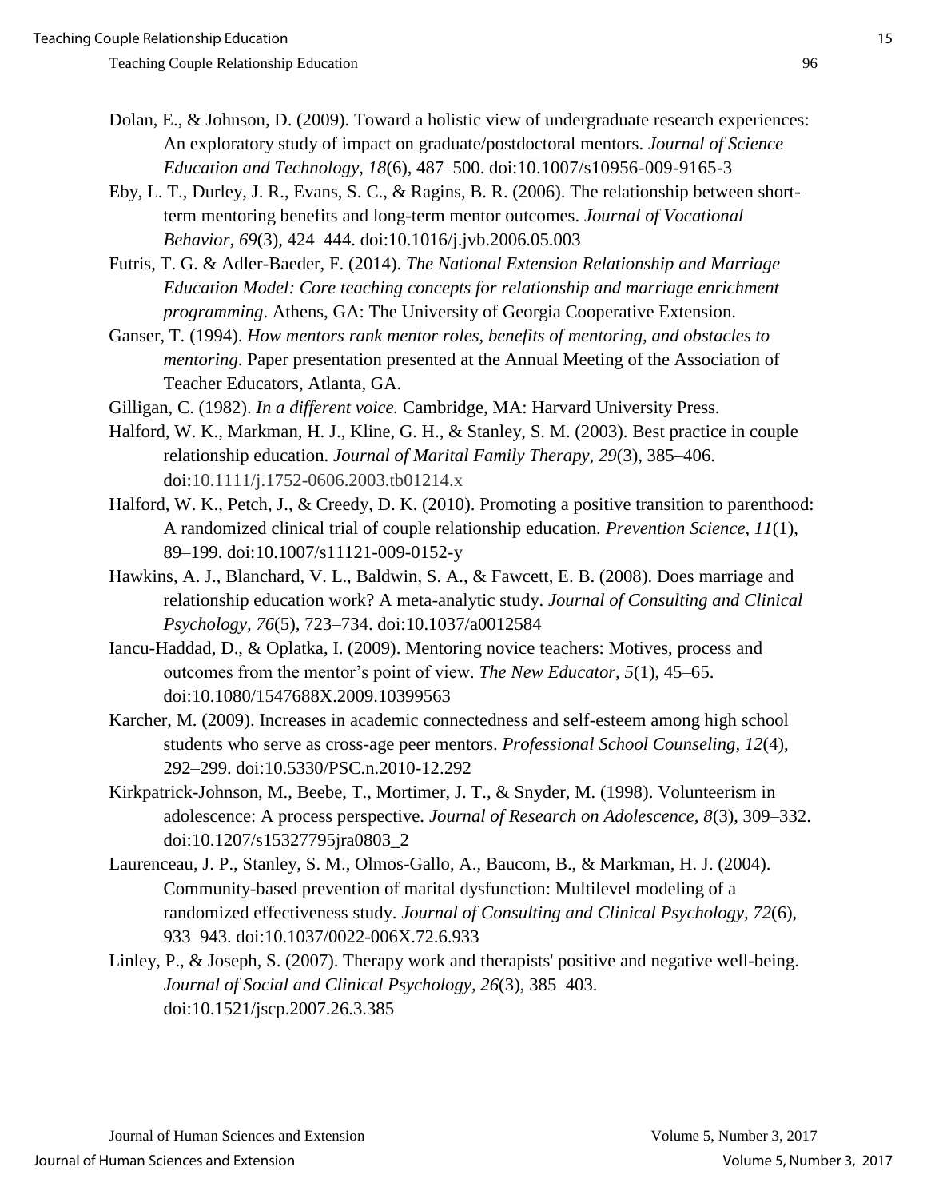Dolan, E., & Johnson, D. (2009). Toward a holistic view of undergraduate research experiences: An exploratory study of impact on graduate/postdoctoral mentors. *Journal of Science Education and Technology, 18*(6), 487–500. doi:10.1007/s10956-009-9165-3

Eby, L. T., Durley, J. R., Evans, S. C., & Ragins, B. R. (2006). The relationship between short-term mentoring benefits and long-term mentor outcomes. *Journal of Vocational Behavior, 69*(3), 424–444. doi:10.1016/j.jvb.2006.05.003

Futris, T. G. & Adler-Baeder, F. (2014). *The National Extension Relationship and Marriage Education Model: Core teaching concepts for relationship and marriage enrichment programming*. Athens, GA: The University of Georgia Cooperative Extension.

Ganser, T. (1994). *How mentors rank mentor roles, benefits of mentoring, and obstacles to mentoring*. Paper presentation presented at the Annual Meeting of the Association of Teacher Educators, Atlanta, GA.

Gilligan, C. (1982). *In a different voice.* Cambridge, MA: Harvard University Press.

Halford, W. K., Markman, H. J., Kline, G. H., & Stanley, S. M. (2003). Best practice in couple relationship education. *Journal of Marital Family Therapy, 29*(3), 385–406. doi:10.1111/j.1752-0606.2003.tb01214.x

Halford, W. K., Petch, J., & Creedy, D. K. (2010). Promoting a positive transition to parenthood: A randomized clinical trial of couple relationship education. *Prevention Science, 11*(1), 89–199. doi:10.1007/s11121-009-0152-y

Hawkins, A. J., Blanchard, V. L., Baldwin, S. A., & Fawcett, E. B. (2008). Does marriage and relationship education work? A meta-analytic study. *Journal of Consulting and Clinical Psychology, 76*(5), 723–734. doi:10.1037/a0012584

Iancu-Haddad, D., & Oplatka, I. (2009). Mentoring novice teachers: Motives, process and outcomes from the mentor's point of view. *The New Educator, 5*(1), 45–65. doi:10.1080/1547688X.2009.10399563

Karcher, M. (2009). Increases in academic connectedness and self-esteem among high school students who serve as cross-age peer mentors. *Professional School Counseling, 12*(4), 292–299. doi:10.5330/PSC.n.2010-12.292

Kirkpatrick-Johnson, M., Beebe, T., Mortimer, J. T., & Snyder, M. (1998). Volunteerism in adolescence: A process perspective. *Journal of Research on Adolescence, 8*(3), 309–332. doi:10.1207/s15327795jra0803_2

Laurenceau, J. P., Stanley, S. M., Olmos-Gallo, A., Baucom, B., & Markman, H. J. (2004). Community-based prevention of marital dysfunction: Multilevel modeling of a randomized effectiveness study. *Journal of Consulting and Clinical Psychology, 72*(6), 933–943. doi:10.1037/0022-006X.72.6.933

Linley, P., & Joseph, S. (2007). Therapy work and therapists' positive and negative well-being. *Journal of Social and Clinical Psychology, 26*(3), 385–403. doi:10.1521/jscp.2007.26.3.385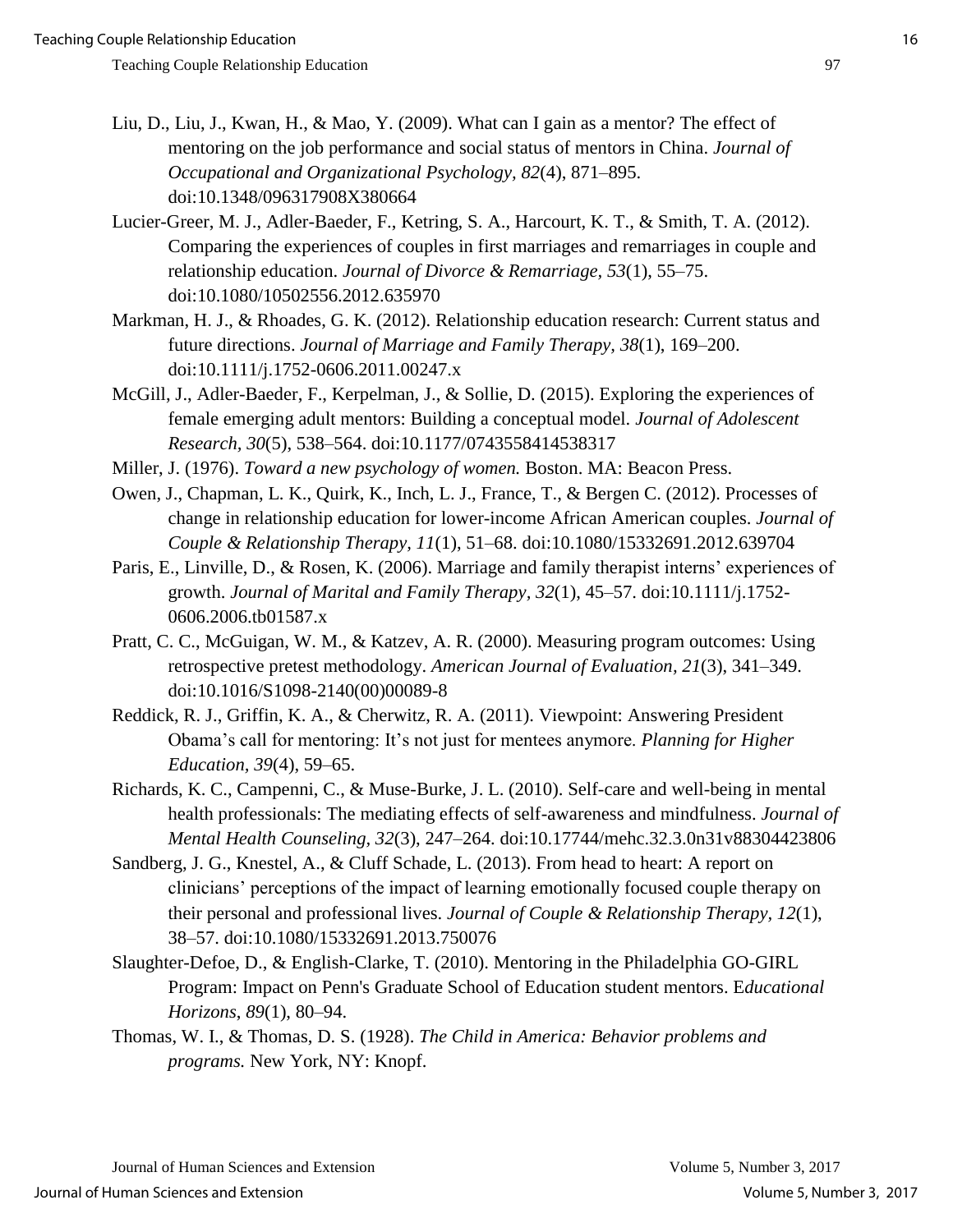Liu, D., Liu, J., Kwan, H., & Mao, Y. (2009). What can I gain as a mentor? The effect of mentoring on the job performance and social status of mentors in China. *Journal of Occupational and Organizational Psychology, 82*(4), 871–895. doi:10.1348/096317908X380664

Lucier-Greer, M. J., Adler-Baeder, F., Ketring, S. A., Harcourt, K. T., & Smith, T. A. (2012). Comparing the experiences of couples in first marriages and remarriages in couple and relationship education. *Journal of Divorce & Remarriage, 53*(1), 55–75. doi:10.1080/10502556.2012.635970

Markman, H. J., & Rhoades, G. K. (2012). Relationship education research: Current status and future directions. *Journal of Marriage and Family Therapy, 38*(1), 169–200. doi:10.1111/j.1752-0606.2011.00247.x

McGill, J., Adler-Baeder, F., Kerpelman, J., & Sollie, D. (2015). Exploring the experiences of female emerging adult mentors: Building a conceptual model. *Journal of Adolescent Research, 30*(5), 538–564. doi:10.1177/0743558414538317

Miller, J. (1976). *Toward a new psychology of women.* Boston. MA: Beacon Press.

Owen, J., Chapman, L. K., Quirk, K., Inch, L. J., France, T., & Bergen C. (2012). Processes of change in relationship education for lower-income African American couples. *Journal of Couple & Relationship Therapy, 11*(1), 51–68. doi:10.1080/15332691.2012.639704

Paris, E., Linville, D., & Rosen, K. (2006). Marriage and family therapist interns' experiences of growth. *Journal of Marital and Family Therapy, 32*(1), 45–57. doi:10.1111/j.1752-0606.2006.tb01587.x

Pratt, C. C., McGuigan, W. M., & Katzev, A. R. (2000). Measuring program outcomes: Using retrospective pretest methodology. *American Journal of Evaluation, 21*(3), 341–349. doi:10.1016/S1098-2140(00)00089-8

Reddick, R. J., Griffin, K. A., & Cherwitz, R. A. (2011). Viewpoint: Answering President Obama's call for mentoring: It's not just for mentees anymore. *Planning for Higher Education, 39*(4), 59–65.

Richards, K. C., Campenni, C., & Muse-Burke, J. L. (2010). Self-care and well-being in mental health professionals: The mediating effects of self-awareness and mindfulness. *Journal of Mental Health Counseling, 32*(3), 247–264. doi:10.17744/mehc.32.3.0n31v88304423806

Sandberg, J. G., Knestel, A., & Cluff Schade, L. (2013). From head to heart: A report on clinicians' perceptions of the impact of learning emotionally focused couple therapy on their personal and professional lives. *Journal of Couple & Relationship Therapy, 12*(1), 38–57. doi:10.1080/15332691.2013.750076

Slaughter-Defoe, D., & English-Clarke, T. (2010). Mentoring in the Philadelphia GO-GIRL Program: Impact on Penn's Graduate School of Education student mentors. E*ducational Horizons*, *89*(1), 80–94.

Thomas, W. I., & Thomas, D. S. (1928). *The Child in America: Behavior problems and programs.* New York, NY: Knopf.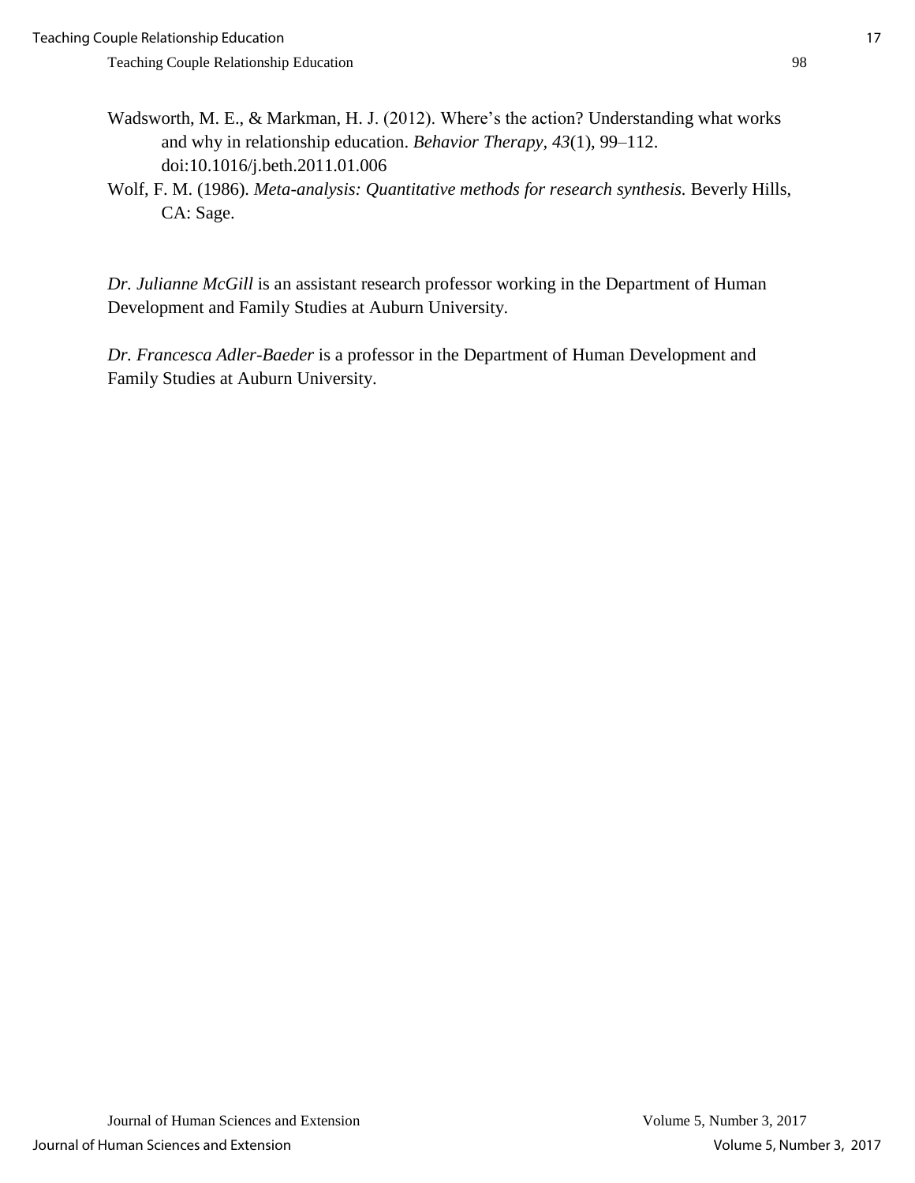Wadsworth, M. E., & Markman, H. J. (2012). Where's the action? Understanding what works and why in relationship education. *Behavior Therapy, 43*(1), 99–112. doi:10.1016/j.beth.2011.01.006

Wolf, F. M. (1986). *Meta-analysis: Quantitative methods for research synthesis.* Beverly Hills, CA: Sage.

*Dr. Julianne McGill* is an assistant research professor working in the Department of Human Development and Family Studies at Auburn University.

*Dr. Francesca Adler-Baeder* is a professor in the Department of Human Development and Family Studies at Auburn University.